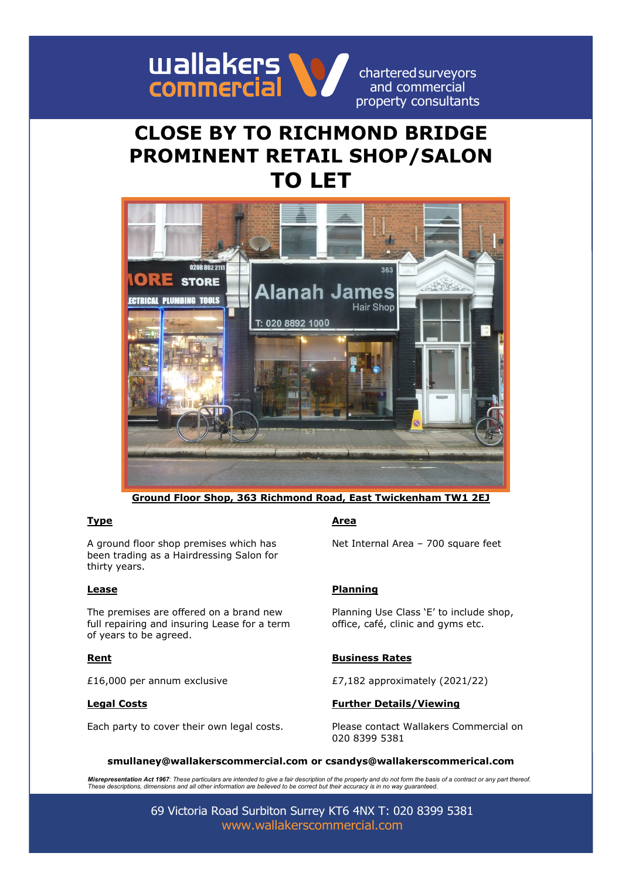wallakers commercial — chartered surveyors and commercial property consultants

# CLOSE BY TO RICHMOND BRIDGE PROMINENT RETAIL SHOP/SALON TO LET

**Ground Floor Shop, 363 Richmond Road, East Twickenham TW1 2EJ**

### Type

A ground floor shop premises which has been trading as a Hairdressing Salon for thirty years.

### Area

Net Internal Area – 700 square feet

### Lease

The premises are offered on a brand new full repairing and insuring Lease for a term of years to be agreed.

### Planning

Planning Use Class 'E' to include shop, office, café, clinic and gyms etc.

### Rent

£16,000 per annum exclusive

### Business Rates

£7,182 approximately (2021/22)

### Legal Costs

Each party to cover their own legal costs.

### Further Details/Viewing

Please contact Wallakers Commercial on 020 8399 5381

**smullaney@wallakerscommercial.com or csandys@wallakerscommerical.com**

***Misrepresentation Act 1967**: These particulars are intended to give a fair description of the property and do not form the basis of a contract or any part thereof. These descriptions, dimensions and all other information are believed to be correct but their accuracy is in no way guaranteed.*

69 Victoria Road Surbiton Surrey KT6 4NX T: 020 8399 5381
www.wallakerscommercial.com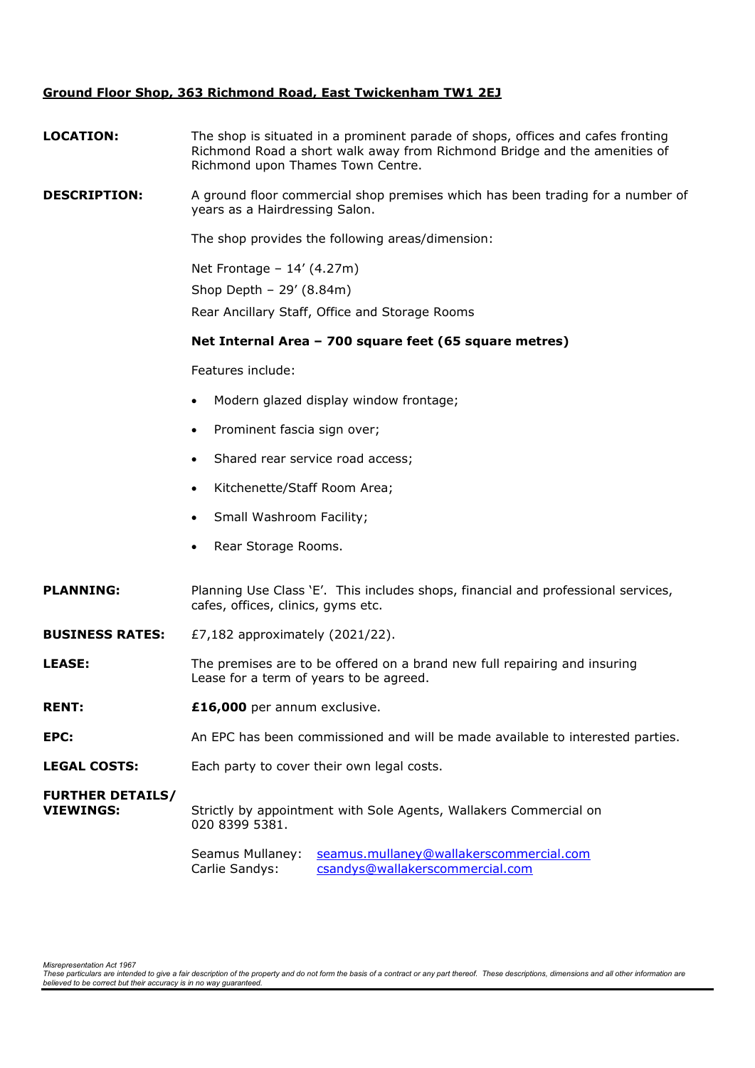## Ground Floor Shop, 363 Richmond Road, East Twickenham TW1 2EJ

**LOCATION:** The shop is situated in a prominent parade of shops, offices and cafes fronting Richmond Road a short walk away from Richmond Bridge and the amenities of Richmond upon Thames Town Centre.

**DESCRIPTION:** A ground floor commercial shop premises which has been trading for a number of years as a Hairdressing Salon.

The shop provides the following areas/dimension:

Net Frontage – 14' (4.27m)

Shop Depth – 29' (8.84m)

Rear Ancillary Staff, Office and Storage Rooms

**Net Internal Area – 700 square feet (65 square metres)**

Features include:

- Modern glazed display window frontage;
- Prominent fascia sign over;
- Shared rear service road access;
- Kitchenette/Staff Room Area;
- Small Washroom Facility;
- Rear Storage Rooms.

**PLANNING:** Planning Use Class 'E'. This includes shops, financial and professional services, cafes, offices, clinics, gyms etc.

**BUSINESS RATES:** £7,182 approximately (2021/22).

**LEASE:** The premises are to be offered on a brand new full repairing and insuring Lease for a term of years to be agreed.

**RENT:** **£16,000** per annum exclusive.

**EPC:** An EPC has been commissioned and will be made available to interested parties.

**LEGAL COSTS:** Each party to cover their own legal costs.

**FURTHER DETAILS/ VIEWINGS:** Strictly by appointment with Sole Agents, Wallakers Commercial on 020 8399 5381.

Seamus Mullaney: seamus.mullaney@wallakerscommercial.com
Carlie Sandys: csandys@wallakerscommercial.com

*Misrepresentation Act 1967*
*These particulars are intended to give a fair description of the property and do not form the basis of a contract or any part thereof. These descriptions, dimensions and all other information are believed to be correct but their accuracy is in no way guaranteed.*